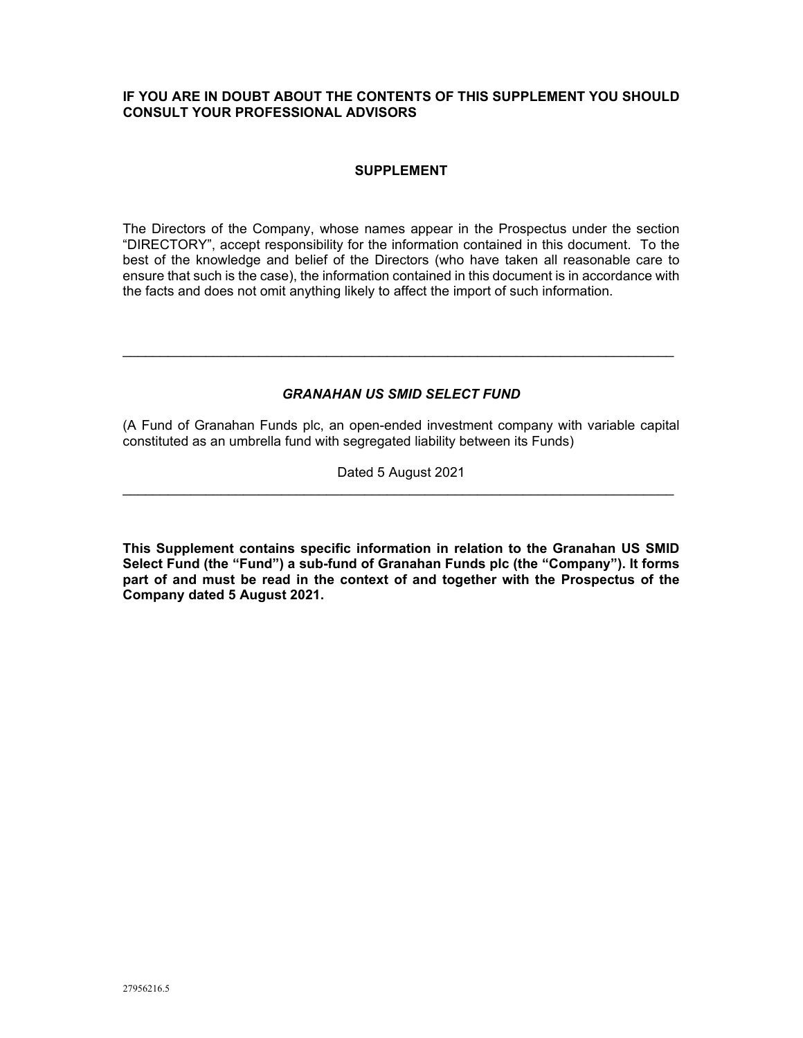**IF YOU ARE IN DOUBT ABOUT THE CONTENTS OF THIS SUPPLEMENT YOU SHOULD CONSULT YOUR PROFESSIONAL ADVISORS**

# SUPPLEMENT

The Directors of the Company, whose names appear in the Prospectus under the section "DIRECTORY", accept responsibility for the information contained in this document. To the best of the knowledge and belief of the Directors (who have taken all reasonable care to ensure that such is the case), the information contained in this document is in accordance with the facts and does not omit anything likely to affect the import of such information.

---

## *GRANAHAN US SMID SELECT FUND*

(A Fund of Granahan Funds plc, an open-ended investment company with variable capital constituted as an umbrella fund with segregated liability between its Funds)

Dated 5 August 2021

---

**This Supplement contains specific information in relation to the Granahan US SMID Select Fund (the "Fund") a sub-fund of Granahan Funds plc (the "Company"). It forms part of and must be read in the context of and together with the Prospectus of the Company dated 5 August 2021.**

27956216.5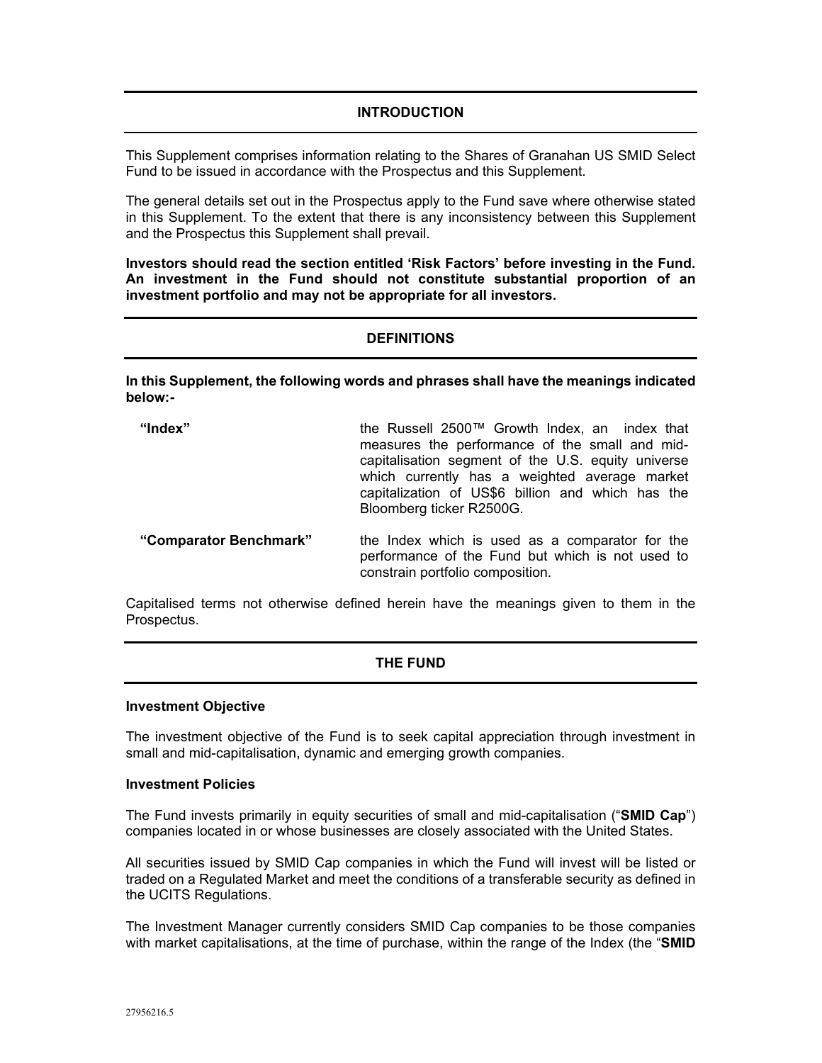## INTRODUCTION

This Supplement comprises information relating to the Shares of Granahan US SMID Select Fund to be issued in accordance with the Prospectus and this Supplement.

The general details set out in the Prospectus apply to the Fund save where otherwise stated in this Supplement. To the extent that there is any inconsistency between this Supplement and the Prospectus this Supplement shall prevail.

**Investors should read the section entitled 'Risk Factors' before investing in the Fund. An investment in the Fund should not constitute substantial proportion of an investment portfolio and may not be appropriate for all investors.**

## DEFINITIONS

**In this Supplement, the following words and phrases shall have the meanings indicated below:-**

| | |
|---|---|
| **"Index"** | the Russell 2500™ Growth Index, an index that measures the performance of the small and mid-capitalisation segment of the U.S. equity universe which currently has a weighted average market capitalization of US$6 billion and which has the Bloomberg ticker R2500G. |
| **"Comparator Benchmark"** | the Index which is used as a comparator for the performance of the Fund but which is not used to constrain portfolio composition. |

Capitalised terms not otherwise defined herein have the meanings given to them in the Prospectus.

## THE FUND

### Investment Objective

The investment objective of the Fund is to seek capital appreciation through investment in small and mid-capitalisation, dynamic and emerging growth companies.

### Investment Policies

The Fund invests primarily in equity securities of small and mid-capitalisation ("**SMID Cap**") companies located in or whose businesses are closely associated with the United States.

All securities issued by SMID Cap companies in which the Fund will invest will be listed or traded on a Regulated Market and meet the conditions of a transferable security as defined in the UCITS Regulations.

The Investment Manager currently considers SMID Cap companies to be those companies with market capitalisations, at the time of purchase, within the range of the Index (the "**SMID**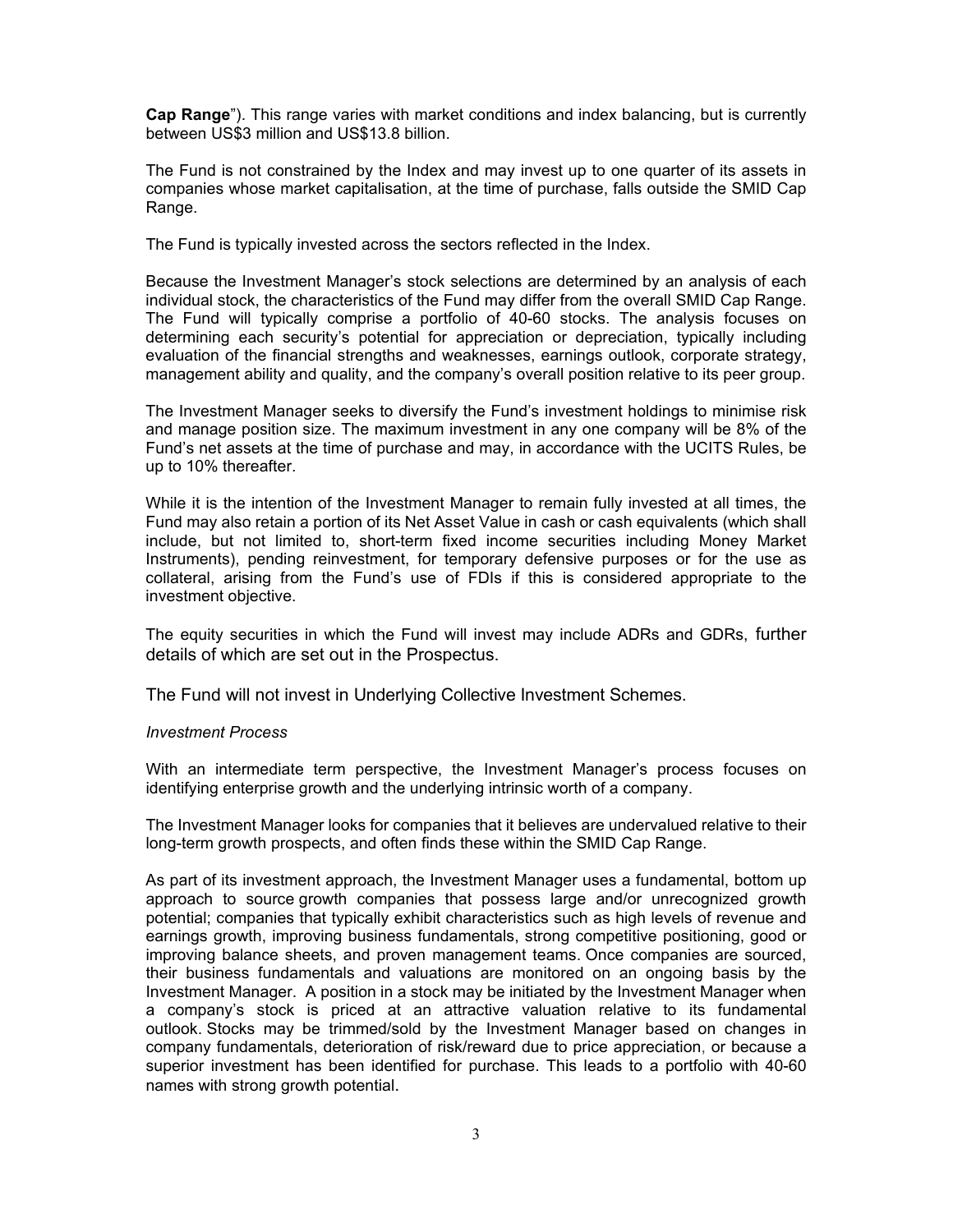**Cap Range**"). This range varies with market conditions and index balancing, but is currently between US$3 million and US$13.8 billion.

The Fund is not constrained by the Index and may invest up to one quarter of its assets in companies whose market capitalisation, at the time of purchase, falls outside the SMID Cap Range.

The Fund is typically invested across the sectors reflected in the Index.

Because the Investment Manager's stock selections are determined by an analysis of each individual stock, the characteristics of the Fund may differ from the overall SMID Cap Range. The Fund will typically comprise a portfolio of 40-60 stocks. The analysis focuses on determining each security's potential for appreciation or depreciation, typically including evaluation of the financial strengths and weaknesses, earnings outlook, corporate strategy, management ability and quality, and the company's overall position relative to its peer group.

The Investment Manager seeks to diversify the Fund's investment holdings to minimise risk and manage position size. The maximum investment in any one company will be 8% of the Fund's net assets at the time of purchase and may, in accordance with the UCITS Rules, be up to 10% thereafter.

While it is the intention of the Investment Manager to remain fully invested at all times, the Fund may also retain a portion of its Net Asset Value in cash or cash equivalents (which shall include, but not limited to, short-term fixed income securities including Money Market Instruments), pending reinvestment, for temporary defensive purposes or for the use as collateral, arising from the Fund's use of FDIs if this is considered appropriate to the investment objective.

The equity securities in which the Fund will invest may include ADRs and GDRs, further details of which are set out in the Prospectus.

The Fund will not invest in Underlying Collective Investment Schemes.

*Investment Process*

With an intermediate term perspective, the Investment Manager's process focuses on identifying enterprise growth and the underlying intrinsic worth of a company.

The Investment Manager looks for companies that it believes are undervalued relative to their long-term growth prospects, and often finds these within the SMID Cap Range.

As part of its investment approach, the Investment Manager uses a fundamental, bottom up approach to source growth companies that possess large and/or unrecognized growth potential; companies that typically exhibit characteristics such as high levels of revenue and earnings growth, improving business fundamentals, strong competitive positioning, good or improving balance sheets, and proven management teams. Once companies are sourced, their business fundamentals and valuations are monitored on an ongoing basis by the Investment Manager. A position in a stock may be initiated by the Investment Manager when a company's stock is priced at an attractive valuation relative to its fundamental outlook. Stocks may be trimmed/sold by the Investment Manager based on changes in company fundamentals, deterioration of risk/reward due to price appreciation, or because a superior investment has been identified for purchase. This leads to a portfolio with 40-60 names with strong growth potential.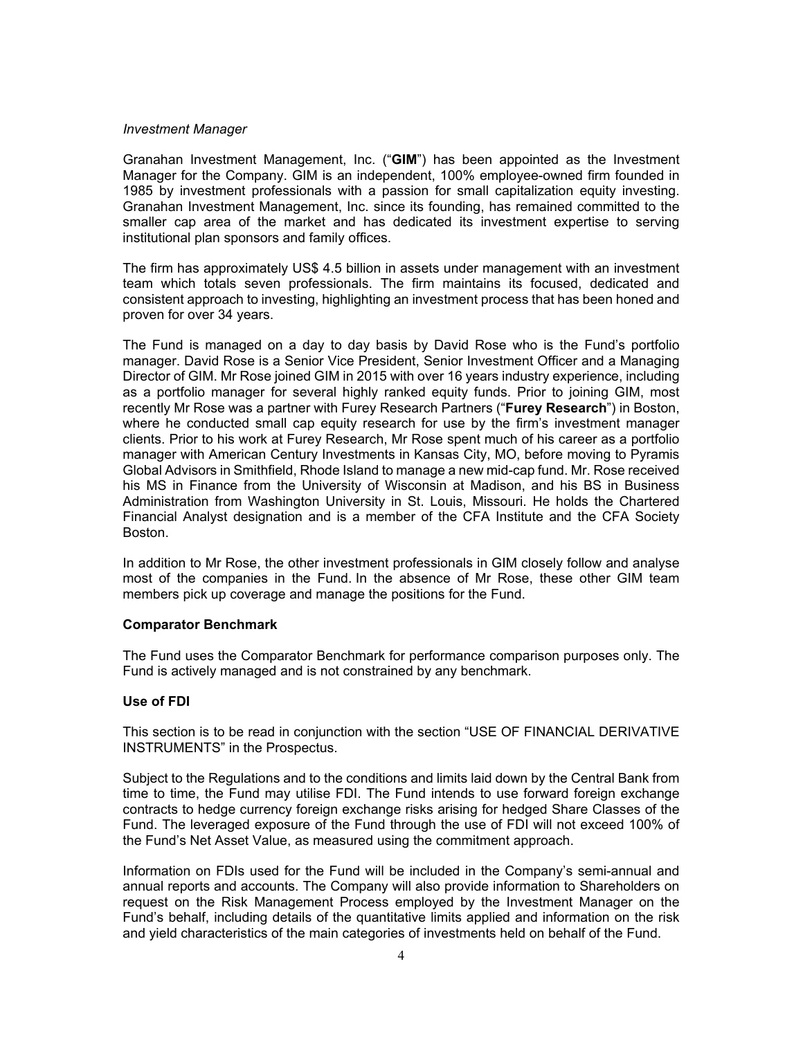*Investment Manager*

Granahan Investment Management, Inc. ("**GIM**") has been appointed as the Investment Manager for the Company. GIM is an independent, 100% employee-owned firm founded in 1985 by investment professionals with a passion for small capitalization equity investing. Granahan Investment Management, Inc. since its founding, has remained committed to the smaller cap area of the market and has dedicated its investment expertise to serving institutional plan sponsors and family offices.

The firm has approximately US$ 4.5 billion in assets under management with an investment team which totals seven professionals. The firm maintains its focused, dedicated and consistent approach to investing, highlighting an investment process that has been honed and proven for over 34 years.

The Fund is managed on a day to day basis by David Rose who is the Fund's portfolio manager. David Rose is a Senior Vice President, Senior Investment Officer and a Managing Director of GIM. Mr Rose joined GIM in 2015 with over 16 years industry experience, including as a portfolio manager for several highly ranked equity funds. Prior to joining GIM, most recently Mr Rose was a partner with Furey Research Partners ("**Furey Research**") in Boston, where he conducted small cap equity research for use by the firm's investment manager clients. Prior to his work at Furey Research, Mr Rose spent much of his career as a portfolio manager with American Century Investments in Kansas City, MO, before moving to Pyramis Global Advisors in Smithfield, Rhode Island to manage a new mid-cap fund. Mr. Rose received his MS in Finance from the University of Wisconsin at Madison, and his BS in Business Administration from Washington University in St. Louis, Missouri. He holds the Chartered Financial Analyst designation and is a member of the CFA Institute and the CFA Society Boston.

In addition to Mr Rose, the other investment professionals in GIM closely follow and analyse most of the companies in the Fund. In the absence of Mr Rose, these other GIM team members pick up coverage and manage the positions for the Fund.

**Comparator Benchmark**

The Fund uses the Comparator Benchmark for performance comparison purposes only. The Fund is actively managed and is not constrained by any benchmark.

**Use of FDI**

This section is to be read in conjunction with the section "USE OF FINANCIAL DERIVATIVE INSTRUMENTS" in the Prospectus.

Subject to the Regulations and to the conditions and limits laid down by the Central Bank from time to time, the Fund may utilise FDI. The Fund intends to use forward foreign exchange contracts to hedge currency foreign exchange risks arising for hedged Share Classes of the Fund. The leveraged exposure of the Fund through the use of FDI will not exceed 100% of the Fund's Net Asset Value, as measured using the commitment approach.

Information on FDIs used for the Fund will be included in the Company's semi-annual and annual reports and accounts. The Company will also provide information to Shareholders on request on the Risk Management Process employed by the Investment Manager on the Fund's behalf, including details of the quantitative limits applied and information on the risk and yield characteristics of the main categories of investments held on behalf of the Fund.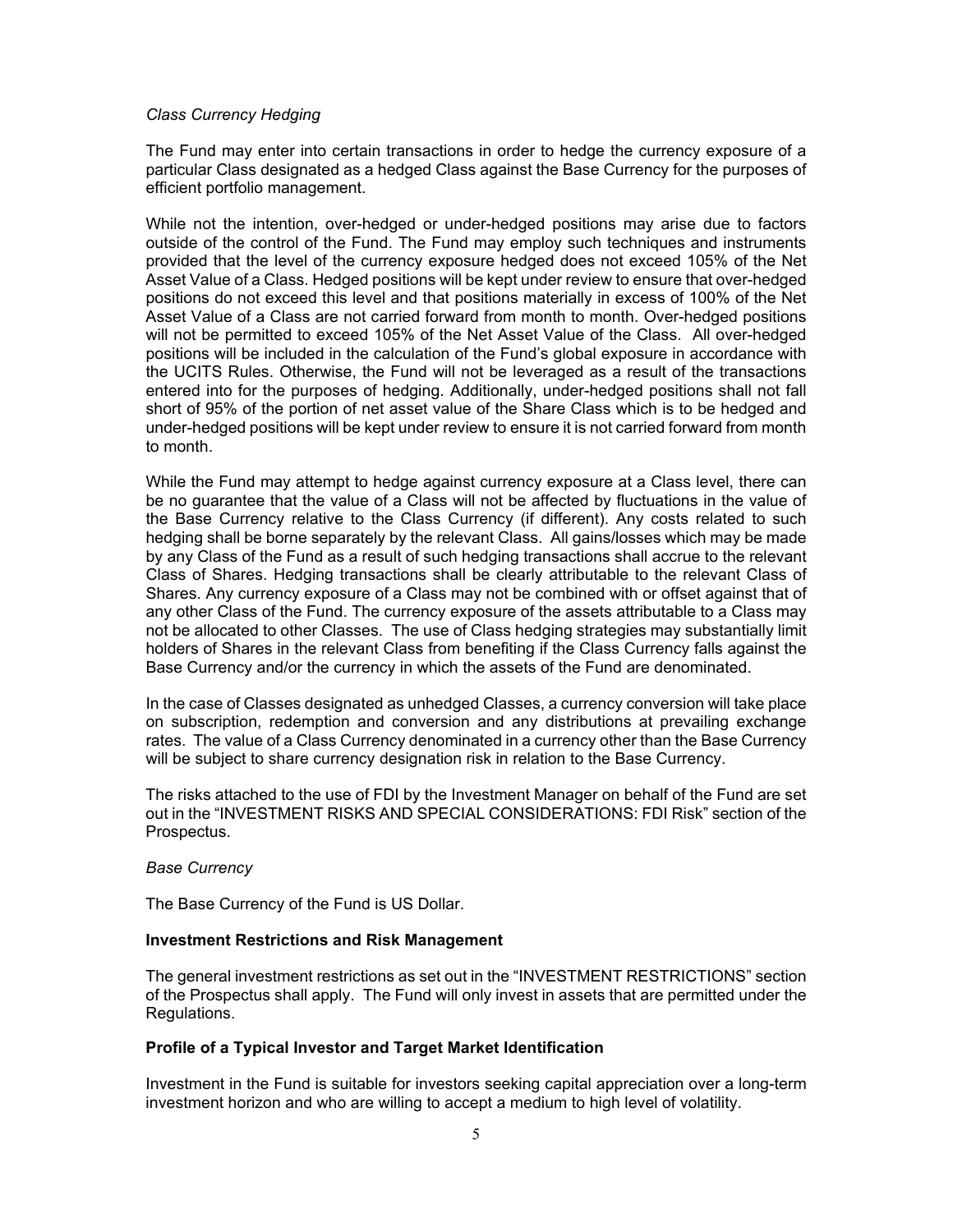*Class Currency Hedging*

The Fund may enter into certain transactions in order to hedge the currency exposure of a particular Class designated as a hedged Class against the Base Currency for the purposes of efficient portfolio management.

While not the intention, over-hedged or under-hedged positions may arise due to factors outside of the control of the Fund. The Fund may employ such techniques and instruments provided that the level of the currency exposure hedged does not exceed 105% of the Net Asset Value of a Class. Hedged positions will be kept under review to ensure that over-hedged positions do not exceed this level and that positions materially in excess of 100% of the Net Asset Value of a Class are not carried forward from month to month. Over-hedged positions will not be permitted to exceed 105% of the Net Asset Value of the Class. All over-hedged positions will be included in the calculation of the Fund's global exposure in accordance with the UCITS Rules. Otherwise, the Fund will not be leveraged as a result of the transactions entered into for the purposes of hedging. Additionally, under-hedged positions shall not fall short of 95% of the portion of net asset value of the Share Class which is to be hedged and under-hedged positions will be kept under review to ensure it is not carried forward from month to month.

While the Fund may attempt to hedge against currency exposure at a Class level, there can be no guarantee that the value of a Class will not be affected by fluctuations in the value of the Base Currency relative to the Class Currency (if different). Any costs related to such hedging shall be borne separately by the relevant Class. All gains/losses which may be made by any Class of the Fund as a result of such hedging transactions shall accrue to the relevant Class of Shares. Hedging transactions shall be clearly attributable to the relevant Class of Shares. Any currency exposure of a Class may not be combined with or offset against that of any other Class of the Fund. The currency exposure of the assets attributable to a Class may not be allocated to other Classes. The use of Class hedging strategies may substantially limit holders of Shares in the relevant Class from benefiting if the Class Currency falls against the Base Currency and/or the currency in which the assets of the Fund are denominated.

In the case of Classes designated as unhedged Classes, a currency conversion will take place on subscription, redemption and conversion and any distributions at prevailing exchange rates. The value of a Class Currency denominated in a currency other than the Base Currency will be subject to share currency designation risk in relation to the Base Currency.

The risks attached to the use of FDI by the Investment Manager on behalf of the Fund are set out in the "INVESTMENT RISKS AND SPECIAL CONSIDERATIONS: FDI Risk" section of the Prospectus.

*Base Currency*

The Base Currency of the Fund is US Dollar.

**Investment Restrictions and Risk Management**

The general investment restrictions as set out in the "INVESTMENT RESTRICTIONS" section of the Prospectus shall apply. The Fund will only invest in assets that are permitted under the Regulations.

**Profile of a Typical Investor and Target Market Identification**

Investment in the Fund is suitable for investors seeking capital appreciation over a long-term investment horizon and who are willing to accept a medium to high level of volatility.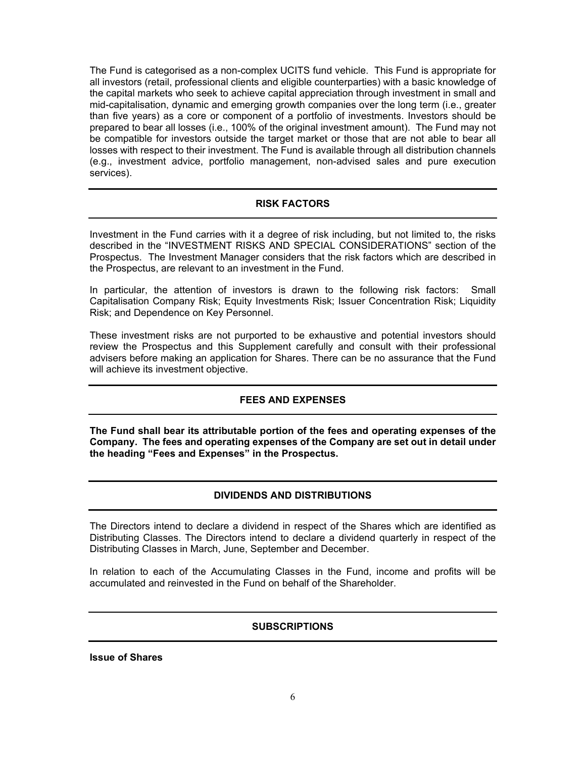The Fund is categorised as a non-complex UCITS fund vehicle. This Fund is appropriate for all investors (retail, professional clients and eligible counterparties) with a basic knowledge of the capital markets who seek to achieve capital appreciation through investment in small and mid-capitalisation, dynamic and emerging growth companies over the long term (i.e., greater than five years) as a core or component of a portfolio of investments. Investors should be prepared to bear all losses (i.e., 100% of the original investment amount). The Fund may not be compatible for investors outside the target market or those that are not able to bear all losses with respect to their investment. The Fund is available through all distribution channels (e.g., investment advice, portfolio management, non-advised sales and pure execution services).

## RISK FACTORS

Investment in the Fund carries with it a degree of risk including, but not limited to, the risks described in the "INVESTMENT RISKS AND SPECIAL CONSIDERATIONS" section of the Prospectus. The Investment Manager considers that the risk factors which are described in the Prospectus, are relevant to an investment in the Fund.

In particular, the attention of investors is drawn to the following risk factors: Small Capitalisation Company Risk; Equity Investments Risk; Issuer Concentration Risk; Liquidity Risk; and Dependence on Key Personnel.

These investment risks are not purported to be exhaustive and potential investors should review the Prospectus and this Supplement carefully and consult with their professional advisers before making an application for Shares. There can be no assurance that the Fund will achieve its investment objective.

## FEES AND EXPENSES

**The Fund shall bear its attributable portion of the fees and operating expenses of the Company. The fees and operating expenses of the Company are set out in detail under the heading "Fees and Expenses" in the Prospectus.**

## DIVIDENDS AND DISTRIBUTIONS

The Directors intend to declare a dividend in respect of the Shares which are identified as Distributing Classes. The Directors intend to declare a dividend quarterly in respect of the Distributing Classes in March, June, September and December.

In relation to each of the Accumulating Classes in the Fund, income and profits will be accumulated and reinvested in the Fund on behalf of the Shareholder.

## SUBSCRIPTIONS

**Issue of Shares**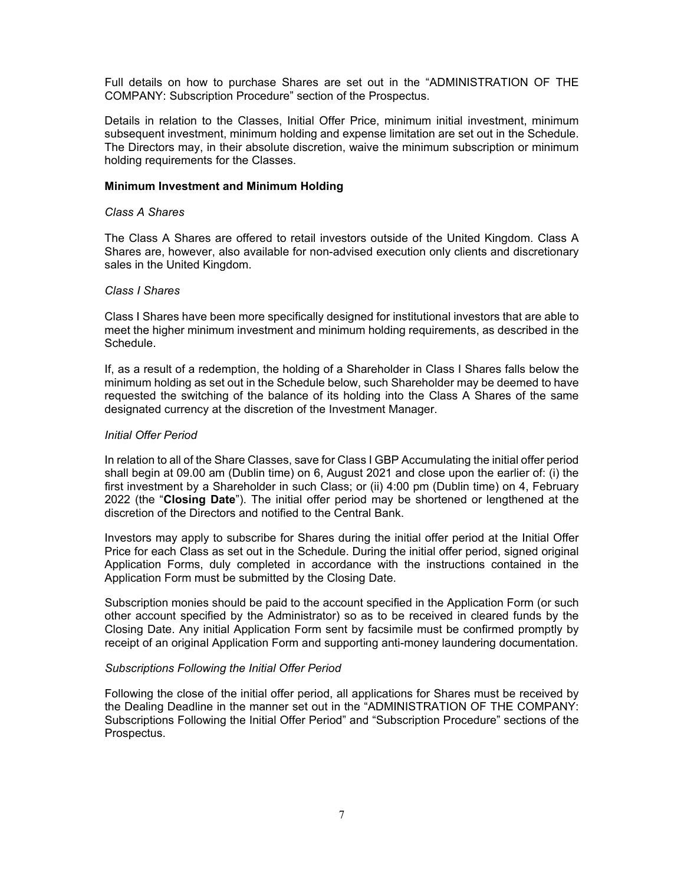Full details on how to purchase Shares are set out in the "ADMINISTRATION OF THE COMPANY: Subscription Procedure" section of the Prospectus.

Details in relation to the Classes, Initial Offer Price, minimum initial investment, minimum subsequent investment, minimum holding and expense limitation are set out in the Schedule. The Directors may, in their absolute discretion, waive the minimum subscription or minimum holding requirements for the Classes.

**Minimum Investment and Minimum Holding**

*Class A Shares*

The Class A Shares are offered to retail investors outside of the United Kingdom. Class A Shares are, however, also available for non-advised execution only clients and discretionary sales in the United Kingdom.

*Class I Shares*

Class I Shares have been more specifically designed for institutional investors that are able to meet the higher minimum investment and minimum holding requirements, as described in the Schedule.

If, as a result of a redemption, the holding of a Shareholder in Class I Shares falls below the minimum holding as set out in the Schedule below, such Shareholder may be deemed to have requested the switching of the balance of its holding into the Class A Shares of the same designated currency at the discretion of the Investment Manager.

*Initial Offer Period*

In relation to all of the Share Classes, save for Class I GBP Accumulating the initial offer period shall begin at 09.00 am (Dublin time) on 6, August 2021 and close upon the earlier of: (i) the first investment by a Shareholder in such Class; or (ii) 4:00 pm (Dublin time) on 4, February 2022 (the "**Closing Date**"). The initial offer period may be shortened or lengthened at the discretion of the Directors and notified to the Central Bank.

Investors may apply to subscribe for Shares during the initial offer period at the Initial Offer Price for each Class as set out in the Schedule. During the initial offer period, signed original Application Forms, duly completed in accordance with the instructions contained in the Application Form must be submitted by the Closing Date.

Subscription monies should be paid to the account specified in the Application Form (or such other account specified by the Administrator) so as to be received in cleared funds by the Closing Date. Any initial Application Form sent by facsimile must be confirmed promptly by receipt of an original Application Form and supporting anti-money laundering documentation.

*Subscriptions Following the Initial Offer Period*

Following the close of the initial offer period, all applications for Shares must be received by the Dealing Deadline in the manner set out in the "ADMINISTRATION OF THE COMPANY: Subscriptions Following the Initial Offer Period" and "Subscription Procedure" sections of the Prospectus.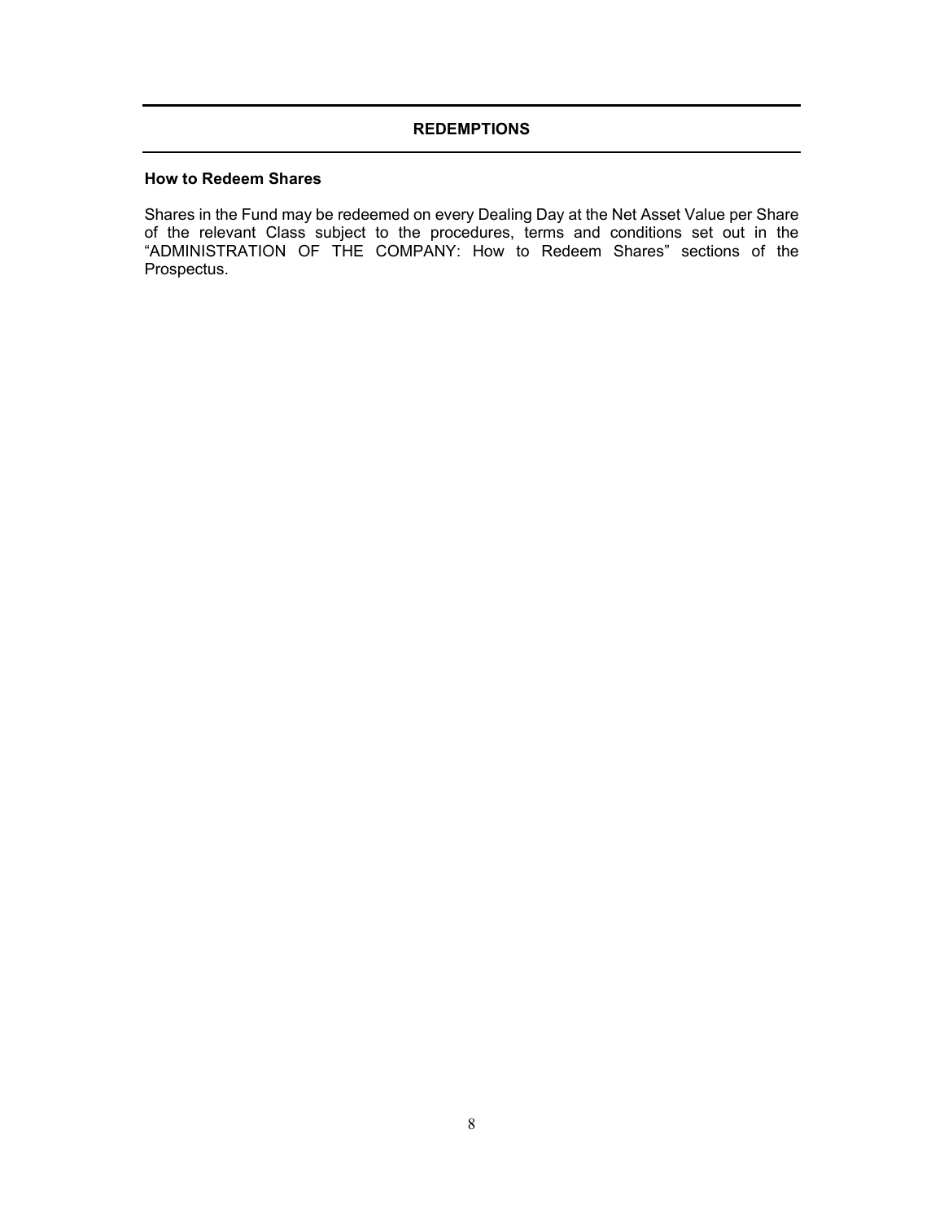## REDEMPTIONS

### How to Redeem Shares

Shares in the Fund may be redeemed on every Dealing Day at the Net Asset Value per Share of the relevant Class subject to the procedures, terms and conditions set out in the "ADMINISTRATION OF THE COMPANY: How to Redeem Shares" sections of the Prospectus.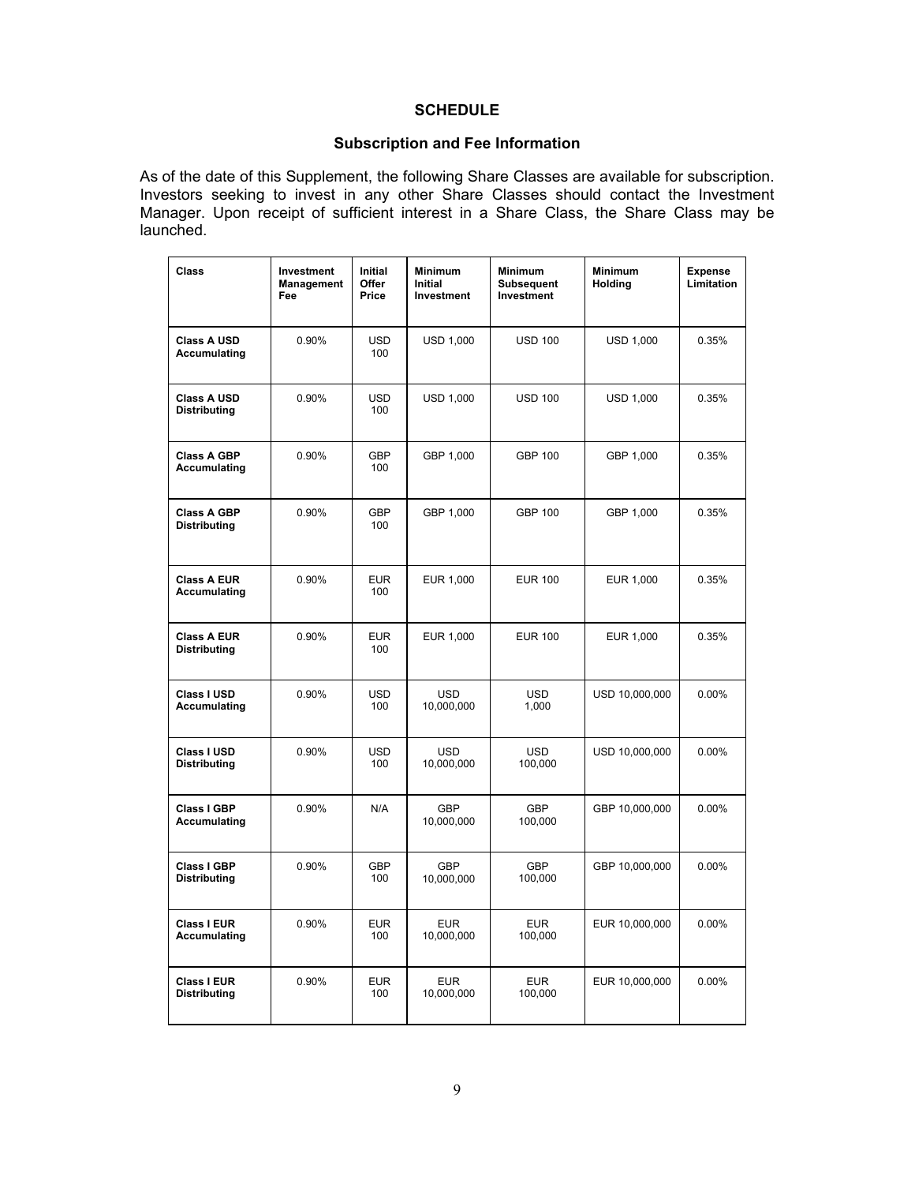# SCHEDULE

## Subscription and Fee Information

As of the date of this Supplement, the following Share Classes are available for subscription. Investors seeking to invest in any other Share Classes should contact the Investment Manager. Upon receipt of sufficient interest in a Share Class, the Share Class may be launched.

| Class | Investment Management Fee | Initial Offer Price | Minimum Initial Investment | Minimum Subsequent Investment | Minimum Holding | Expense Limitation |
|---|---|---|---|---|---|---|
| **Class A USD Accumulating** | 0.90% | USD 100 | USD 1,000 | USD 100 | USD 1,000 | 0.35% |
| **Class A USD Distributing** | 0.90% | USD 100 | USD 1,000 | USD 100 | USD 1,000 | 0.35% |
| **Class A GBP Accumulating** | 0.90% | GBP 100 | GBP 1,000 | GBP 100 | GBP 1,000 | 0.35% |
| **Class A GBP Distributing** | 0.90% | GBP 100 | GBP 1,000 | GBP 100 | GBP 1,000 | 0.35% |
| **Class A EUR Accumulating** | 0.90% | EUR 100 | EUR 1,000 | EUR 100 | EUR 1,000 | 0.35% |
| **Class A EUR Distributing** | 0.90% | EUR 100 | EUR 1,000 | EUR 100 | EUR 1,000 | 0.35% |
| **Class I USD Accumulating** | 0.90% | USD 100 | USD 10,000,000 | USD 1,000 | USD 10,000,000 | 0.00% |
| **Class I USD Distributing** | 0.90% | USD 100 | USD 10,000,000 | USD 100,000 | USD 10,000,000 | 0.00% |
| **Class I GBP Accumulating** | 0.90% | N/A | GBP 10,000,000 | GBP 100,000 | GBP 10,000,000 | 0.00% |
| **Class I GBP Distributing** | 0.90% | GBP 100 | GBP 10,000,000 | GBP 100,000 | GBP 10,000,000 | 0.00% |
| **Class I EUR Accumulating** | 0.90% | EUR 100 | EUR 10,000,000 | EUR 100,000 | EUR 10,000,000 | 0.00% |
| **Class I EUR Distributing** | 0.90% | EUR 100 | EUR 10,000,000 | EUR 100,000 | EUR 10,000,000 | 0.00% |